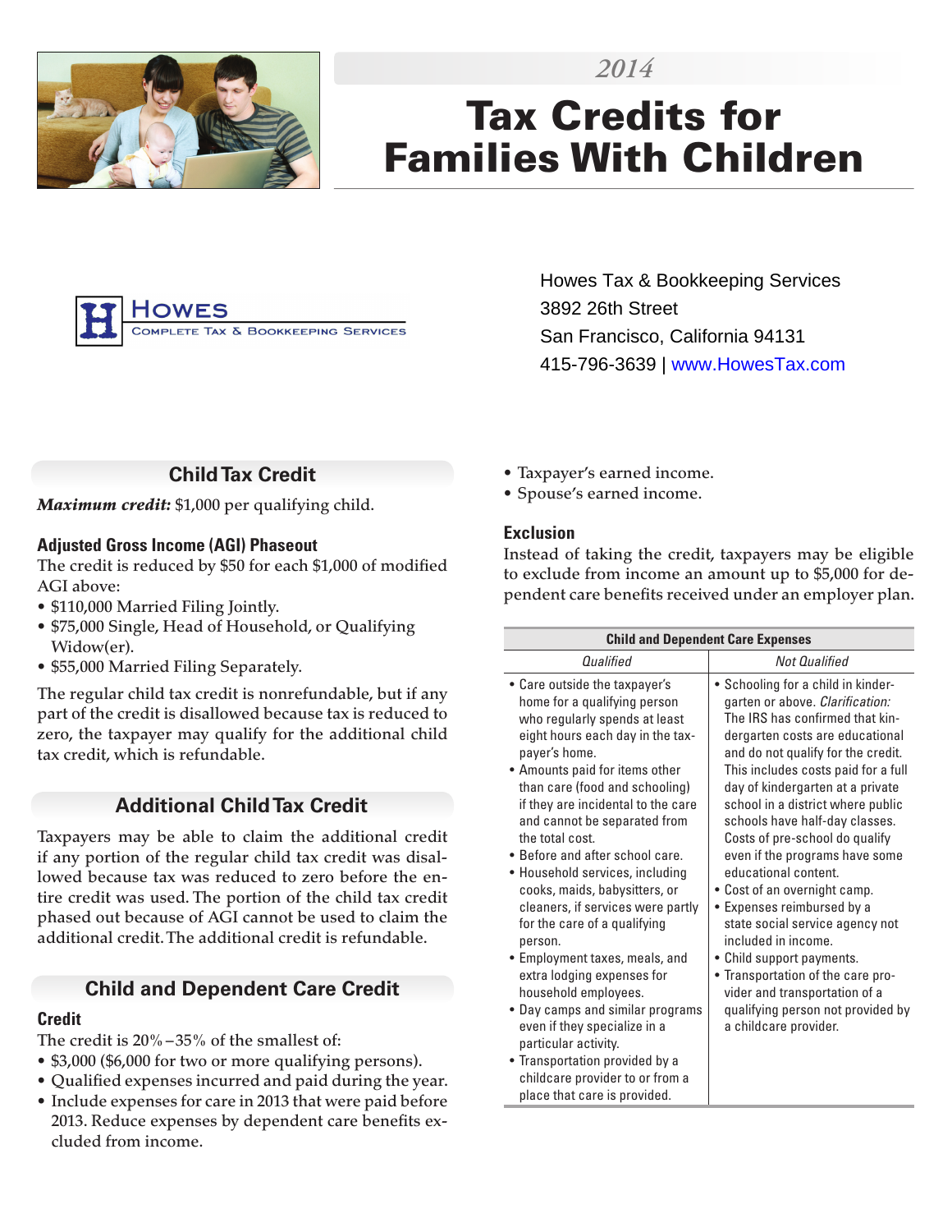2014

# Tax Credits for Families With Children

Howes Complete Tax & Bookkeeping Services

Howes Tax & Bookkeeping Services
3892 26th Street
San Francisco, California 94131
415-796-3639 | www.HowesTax.com

## Child Tax Credit

***Maximum credit:*** $1,000 per qualifying child.

### Adjusted Gross Income (AGI) Phaseout

The credit is reduced by $50 for each $1,000 of modified AGI above:

- $110,000 Married Filing Jointly.
- $75,000 Single, Head of Household, or Qualifying Widow(er).
- $55,000 Married Filing Separately.

The regular child tax credit is nonrefundable, but if any part of the credit is disallowed because tax is reduced to zero, the taxpayer may qualify for the additional child tax credit, which is refundable.

## Additional Child Tax Credit

Taxpayers may be able to claim the additional credit if any portion of the regular child tax credit was disallowed because tax was reduced to zero before the entire credit was used. The portion of the child tax credit phased out because of AGI cannot be used to claim the additional credit. The additional credit is refundable.

## Child and Dependent Care Credit

### Credit

The credit is 20%–35% of the smallest of:

- $3,000 ($6,000 for two or more qualifying persons).
- Qualified expenses incurred and paid during the year.
- Include expenses for care in 2013 that were paid before 2013. Reduce expenses by dependent care benefits excluded from income.
- Taxpayer's earned income.
- Spouse's earned income.

### Exclusion

Instead of taking the credit, taxpayers may be eligible to exclude from income an amount up to $5,000 for dependent care benefits received under an employer plan.

| Child and Dependent Care Expenses | |
|---|---|
| *Qualified* | *Not Qualified* |
| • Care outside the taxpayer's home for a qualifying person who regularly spends at least eight hours each day in the taxpayer's home.<br>• Amounts paid for items other than care (food and schooling) if they are incidental to the care and cannot be separated from the total cost.<br>• Before and after school care.<br>• Household services, including cooks, maids, babysitters, or cleaners, if services were partly for the care of a qualifying person.<br>• Employment taxes, meals, and extra lodging expenses for household employees.<br>• Day camps and similar programs even if they specialize in a particular activity.<br>• Transportation provided by a childcare provider to or from a place that care is provided. | • Schooling for a child in kindergarten or above. *Clarification:* The IRS has confirmed that kindergarten costs are educational and do not qualify for the credit. This includes costs paid for a full day of kindergarten at a private school in a district where public schools have half-day classes. Costs of pre-school do qualify even if the programs have some educational content.<br>• Cost of an overnight camp.<br>• Expenses reimbursed by a state social service agency not included in income.<br>• Child support payments.<br>• Transportation of the care provider and transportation of a qualifying person not provided by a childcare provider. |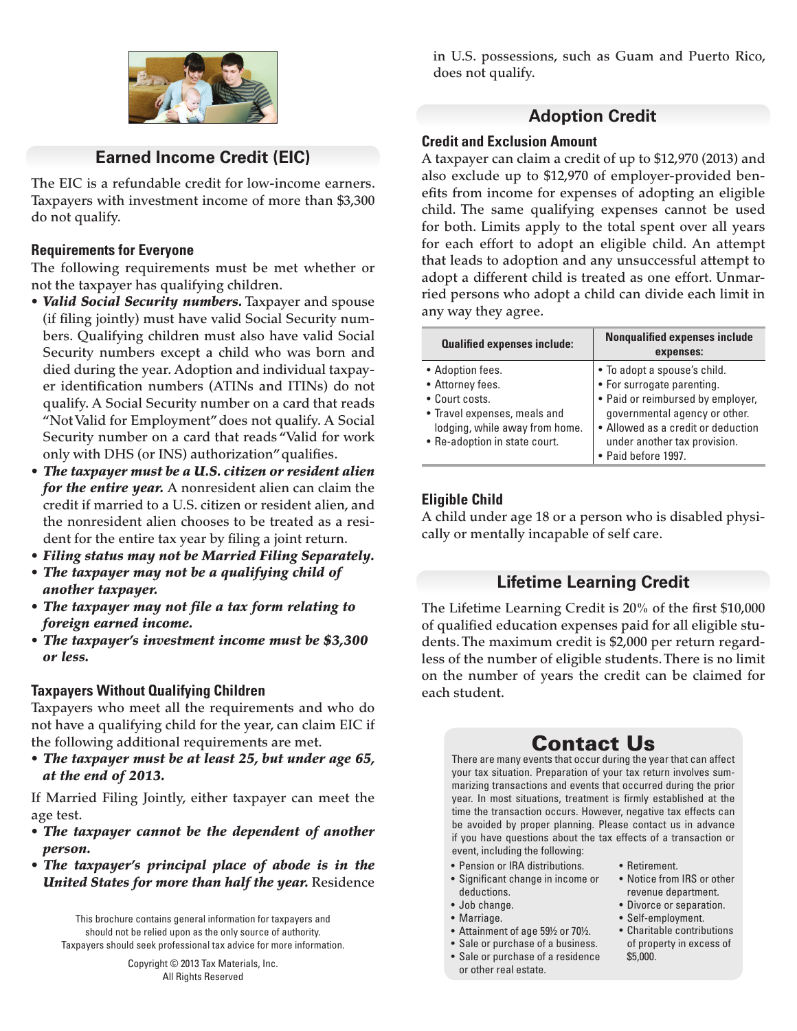## Earned Income Credit (EIC)

The EIC is a refundable credit for low-income earners. Taxpayers with investment income of more than $3,300 do not qualify.

### Requirements for Everyone

The following requirements must be met whether or not the taxpayer has qualifying children.

- ***Valid Social Security numbers.*** Taxpayer and spouse (if filing jointly) must have valid Social Security numbers. Qualifying children must also have valid Social Security numbers except a child who was born and died during the year. Adoption and individual taxpayer identification numbers (ATINs and ITINs) do not qualify. A Social Security number on a card that reads "Not Valid for Employment" does not qualify. A Social Security number on a card that reads "Valid for work only with DHS (or INS) authorization" qualifies.
- ***The taxpayer must be a U.S. citizen or resident alien for the entire year.*** A nonresident alien can claim the credit if married to a U.S. citizen or resident alien, and the nonresident alien chooses to be treated as a resident for the entire tax year by filing a joint return.
- ***Filing status may not be Married Filing Separately.***
- ***The taxpayer may not be a qualifying child of another taxpayer.***
- ***The taxpayer may not file a tax form relating to foreign earned income.***
- ***The taxpayer's investment income must be $3,300 or less.***

### Taxpayers Without Qualifying Children

Taxpayers who meet all the requirements and who do not have a qualifying child for the year, can claim EIC if the following additional requirements are met.

- ***The taxpayer must be at least 25, but under age 65, at the end of 2013.***

If Married Filing Jointly, either taxpayer can meet the age test.

- ***The taxpayer cannot be the dependent of another person.***
- ***The taxpayer's principal place of abode is in the United States for more than half the year.*** Residence in U.S. possessions, such as Guam and Puerto Rico, does not qualify.

This brochure contains general information for taxpayers and should not be relied upon as the only source of authority. Taxpayers should seek professional tax advice for more information.

Copyright © 2013 Tax Materials, Inc.
All Rights Reserved

## Adoption Credit

### Credit and Exclusion Amount

A taxpayer can claim a credit of up to $12,970 (2013) and also exclude up to $12,970 of employer-provided benefits from income for expenses of adopting an eligible child. The same qualifying expenses cannot be used for both. Limits apply to the total spent over all years for each effort to adopt an eligible child. An attempt that leads to adoption and any unsuccessful attempt to adopt a different child is treated as one effort. Unmarried persons who adopt a child can divide each limit in any way they agree.

| Qualified expenses include: | Nonqualified expenses include expenses: |
|---|---|
| • Adoption fees.<br>• Attorney fees.<br>• Court costs.<br>• Travel expenses, meals and lodging, while away from home.<br>• Re-adoption in state court. | • To adopt a spouse's child.<br>• For surrogate parenting.<br>• Paid or reimbursed by employer, governmental agency or other.<br>• Allowed as a credit or deduction under another tax provision.<br>• Paid before 1997. |

### Eligible Child

A child under age 18 or a person who is disabled physically or mentally incapable of self care.

## Lifetime Learning Credit

The Lifetime Learning Credit is 20% of the first $10,000 of qualified education expenses paid for all eligible students. The maximum credit is $2,000 per return regardless of the number of eligible students. There is no limit on the number of years the credit can be claimed for each student.

## Contact Us

There are many events that occur during the year that can affect your tax situation. Preparation of your tax return involves summarizing transactions and events that occurred during the prior year. In most situations, treatment is firmly established at the time the transaction occurs. However, negative tax effects can be avoided by proper planning. Please contact us in advance if you have questions about the tax effects of a transaction or event, including the following:

- Pension or IRA distributions.
- Significant change in income or deductions.
- Job change.
- Marriage.
- Attainment of age 59½ or 70½.
- Sale or purchase of a business.
- Sale or purchase of a residence or other real estate.
- Retirement.
- Notice from IRS or other revenue department.
- Divorce or separation.
- Self-employment.
- Charitable contributions of property in excess of $5,000.